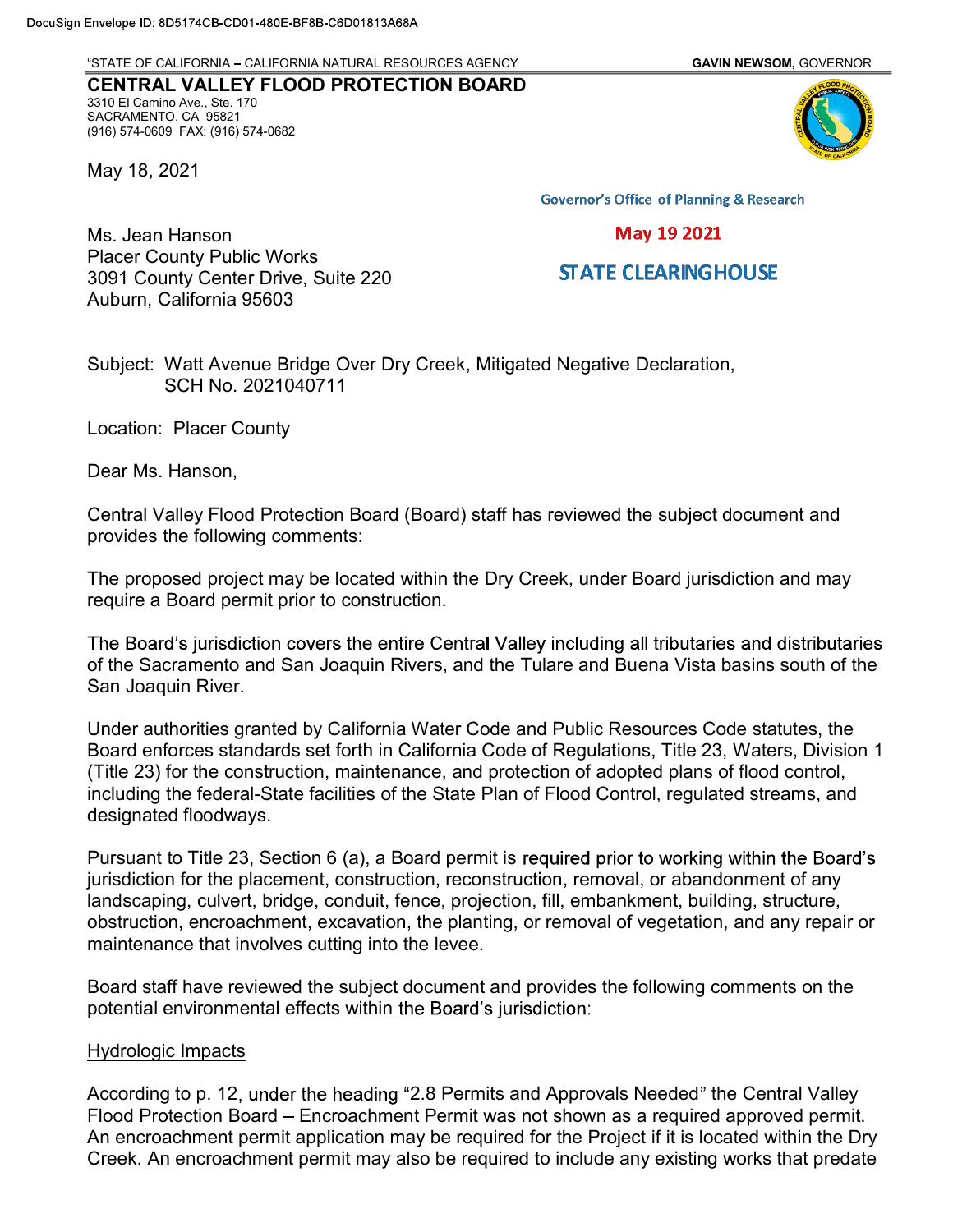DocuSign Envelope ID: 8D5174CB-CD01-480E-BF8B-C6D01813A68A

"STATE OF CALIFORNIA – CALIFORNIA NATURAL RESOURCES AGENCY **GAVIN NEWSOM,** GOVERNOR

**CENTRAL VALLEY FLOOD PROTECTION BOARD**
3310 El Camino Ave., Ste. 170
SACRAMENTO, CA 95821
(916) 574-0609 FAX: (916) 574-0682

May 18, 2021

Governor's Office of Planning & Research

May 19 2021

STATE CLEARINGHOUSE

Ms. Jean Hanson
Placer County Public Works
3091 County Center Drive, Suite 220
Auburn, California 95603

Subject: Watt Avenue Bridge Over Dry Creek, Mitigated Negative Declaration, SCH No. 2021040711

Location: Placer County

Dear Ms. Hanson,

Central Valley Flood Protection Board (Board) staff has reviewed the subject document and provides the following comments:

The proposed project may be located within the Dry Creek, under Board jurisdiction and may require a Board permit prior to construction.

The Board's jurisdiction covers the entire Central Valley including all tributaries and distributaries of the Sacramento and San Joaquin Rivers, and the Tulare and Buena Vista basins south of the San Joaquin River.

Under authorities granted by California Water Code and Public Resources Code statutes, the Board enforces standards set forth in California Code of Regulations, Title 23, Waters, Division 1 (Title 23) for the construction, maintenance, and protection of adopted plans of flood control, including the federal-State facilities of the State Plan of Flood Control, regulated streams, and designated floodways.

Pursuant to Title 23, Section 6 (a), a Board permit is required prior to working within the Board's jurisdiction for the placement, construction, reconstruction, removal, or abandonment of any landscaping, culvert, bridge, conduit, fence, projection, fill, embankment, building, structure, obstruction, encroachment, excavation, the planting, or removal of vegetation, and any repair or maintenance that involves cutting into the levee.

Board staff have reviewed the subject document and provides the following comments on the potential environmental effects within the Board's jurisdiction:

<u>Hydrologic Impacts</u>

According to p. 12, under the heading "2.8 Permits and Approvals Needed" the Central Valley Flood Protection Board – Encroachment Permit was not shown as a required approved permit. An encroachment permit application may be required for the Project if it is located within the Dry Creek. An encroachment permit may also be required to include any existing works that predate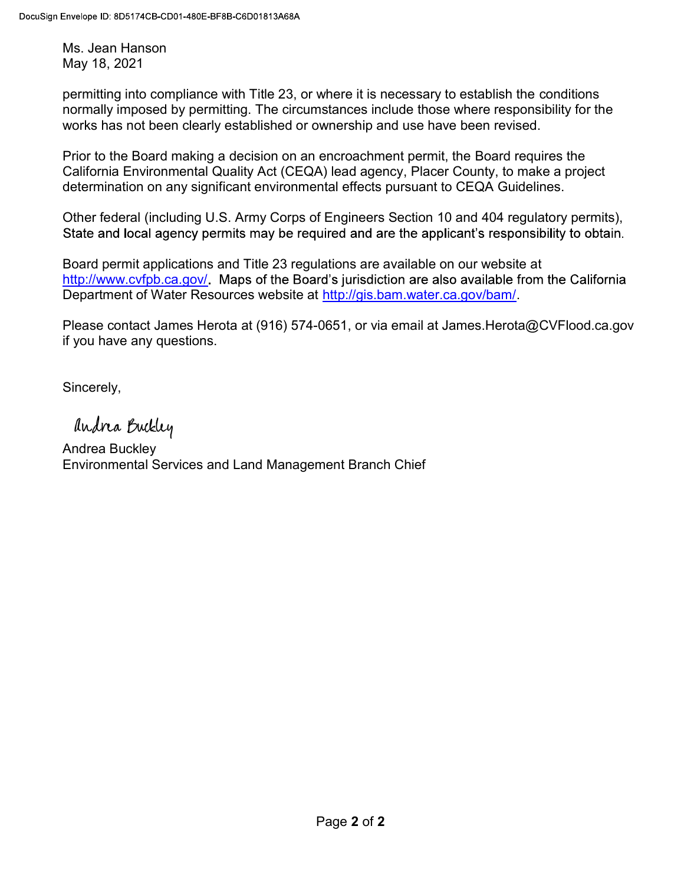Ms. Jean Hanson
May 18, 2021

permitting into compliance with Title 23, or where it is necessary to establish the conditions normally imposed by permitting. The circumstances include those where responsibility for the works has not been clearly established or ownership and use have been revised.

Prior to the Board making a decision on an encroachment permit, the Board requires the California Environmental Quality Act (CEQA) lead agency, Placer County, to make a project determination on any significant environmental effects pursuant to CEQA Guidelines.

Other federal (including U.S. Army Corps of Engineers Section 10 and 404 regulatory permits), State and local agency permits may be required and are the applicant's responsibility to obtain.

Board permit applications and Title 23 regulations are available on our website at http://www.cvfpb.ca.gov/. Maps of the Board's jurisdiction are also available from the California Department of Water Resources website at http://gis.bam.water.ca.gov/bam/.

Please contact James Herota at (916) 574-0651, or via email at James.Herota@CVFlood.ca.gov if you have any questions.

Sincerely,

Andrea Buckley

Andrea Buckley
Environmental Services and Land Management Branch Chief